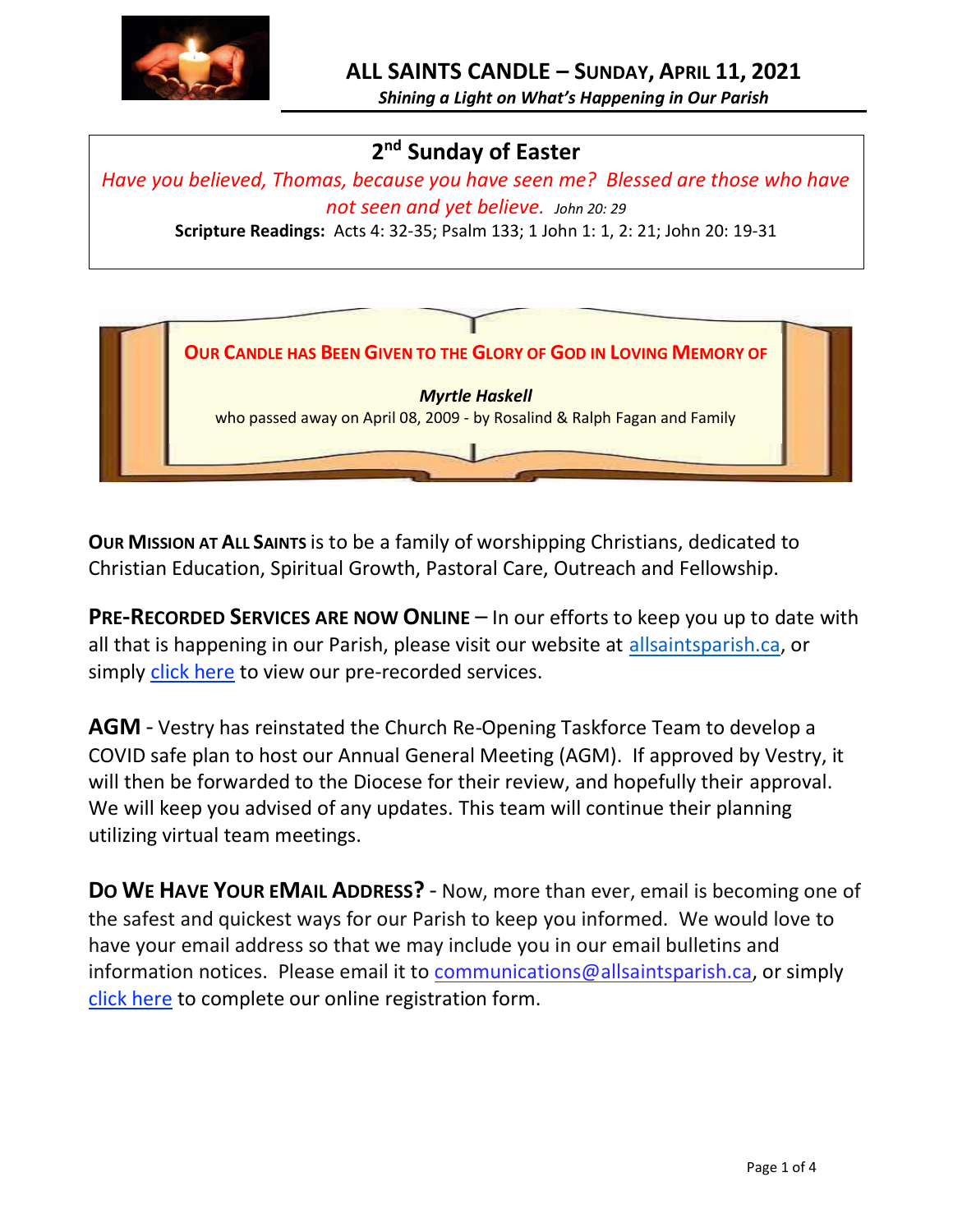# ALL SAINTS CANDLE – SUNDAY, APRIL 11, 2021

***Shining a Light on What's Happening in Our Parish***

## 2nd Sunday of Easter

*Have you believed, Thomas, because you have seen me? Blessed are those who have not seen and yet believe.* *John 20: 29*

**Scripture Readings:** Acts 4: 32-35; Psalm 133; 1 John 1: 1, 2: 21; John 20: 19-31

**OUR CANDLE HAS BEEN GIVEN TO THE GLORY OF GOD IN LOVING MEMORY OF**

***Myrtle Haskell***

who passed away on April 08, 2009 - by Rosalind & Ralph Fagan and Family

**OUR MISSION AT ALL SAINTS** is to be a family of worshipping Christians, dedicated to Christian Education, Spiritual Growth, Pastoral Care, Outreach and Fellowship.

**PRE-RECORDED SERVICES ARE NOW ONLINE** – In our efforts to keep you up to date with all that is happening in our Parish, please visit our website at allsaintsparish.ca, or simply click here to view our pre-recorded services.

**AGM** - Vestry has reinstated the Church Re-Opening Taskforce Team to develop a COVID safe plan to host our Annual General Meeting (AGM). If approved by Vestry, it will then be forwarded to the Diocese for their review, and hopefully their approval. We will keep you advised of any updates. This team will continue their planning utilizing virtual team meetings.

**DO WE HAVE YOUR EMAIL ADDRESS?** - Now, more than ever, email is becoming one of the safest and quickest ways for our Parish to keep you informed. We would love to have your email address so that we may include you in our email bulletins and information notices. Please email it to communications@allsaintsparish.ca, or simply click here to complete our online registration form.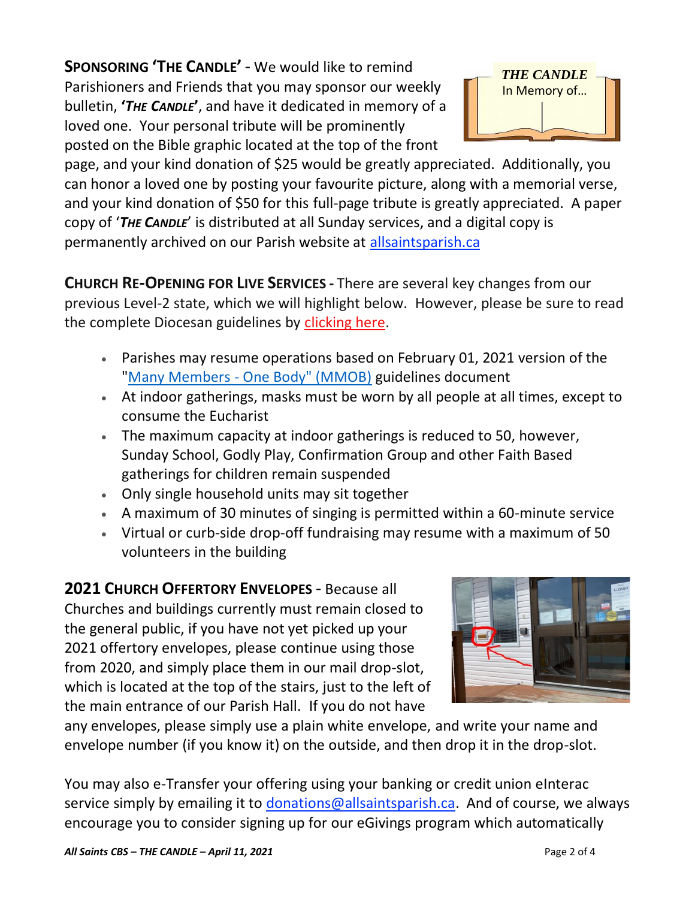**SPONSORING 'THE CANDLE'** - We would like to remind Parishioners and Friends that you may sponsor our weekly bulletin, **'*THE CANDLE*'**, and have it dedicated in memory of a loved one. Your personal tribute will be prominently posted on the Bible graphic located at the top of the front page, and your kind donation of $25 would be greatly appreciated. Additionally, you can honor a loved one by posting your favourite picture, along with a memorial verse, and your kind donation of $50 for this full-page tribute is greatly appreciated. A paper copy of '*THE CANDLE*' is distributed at all Sunday services, and a digital copy is permanently archived on our Parish website at allsaintsparish.ca

*THE CANDLE*
In Memory of…

**CHURCH RE-OPENING FOR LIVE SERVICES -** There are several key changes from our previous Level-2 state, which we will highlight below. However, please be sure to read the complete Diocesan guidelines by clicking here.

- Parishes may resume operations based on February 01, 2021 version of the "Many Members - One Body" (MMOB) guidelines document
- At indoor gatherings, masks must be worn by all people at all times, except to consume the Eucharist
- The maximum capacity at indoor gatherings is reduced to 50, however, Sunday School, Godly Play, Confirmation Group and other Faith Based gatherings for children remain suspended
- Only single household units may sit together
- A maximum of 30 minutes of singing is permitted within a 60-minute service
- Virtual or curb-side drop-off fundraising may resume with a maximum of 50 volunteers in the building

**2021 CHURCH OFFERTORY ENVELOPES** - Because all Churches and buildings currently must remain closed to the general public, if you have not yet picked up your 2021 offertory envelopes, please continue using those from 2020, and simply place them in our mail drop-slot, which is located at the top of the stairs, just to the left of the main entrance of our Parish Hall. If you do not have any envelopes, please simply use a plain white envelope, and write your name and envelope number (if you know it) on the outside, and then drop it in the drop-slot.

You may also e-Transfer your offering using your banking or credit union eInterac service simply by emailing it to donations@allsaintsparish.ca. And of course, we always encourage you to consider signing up for our eGivings program which automatically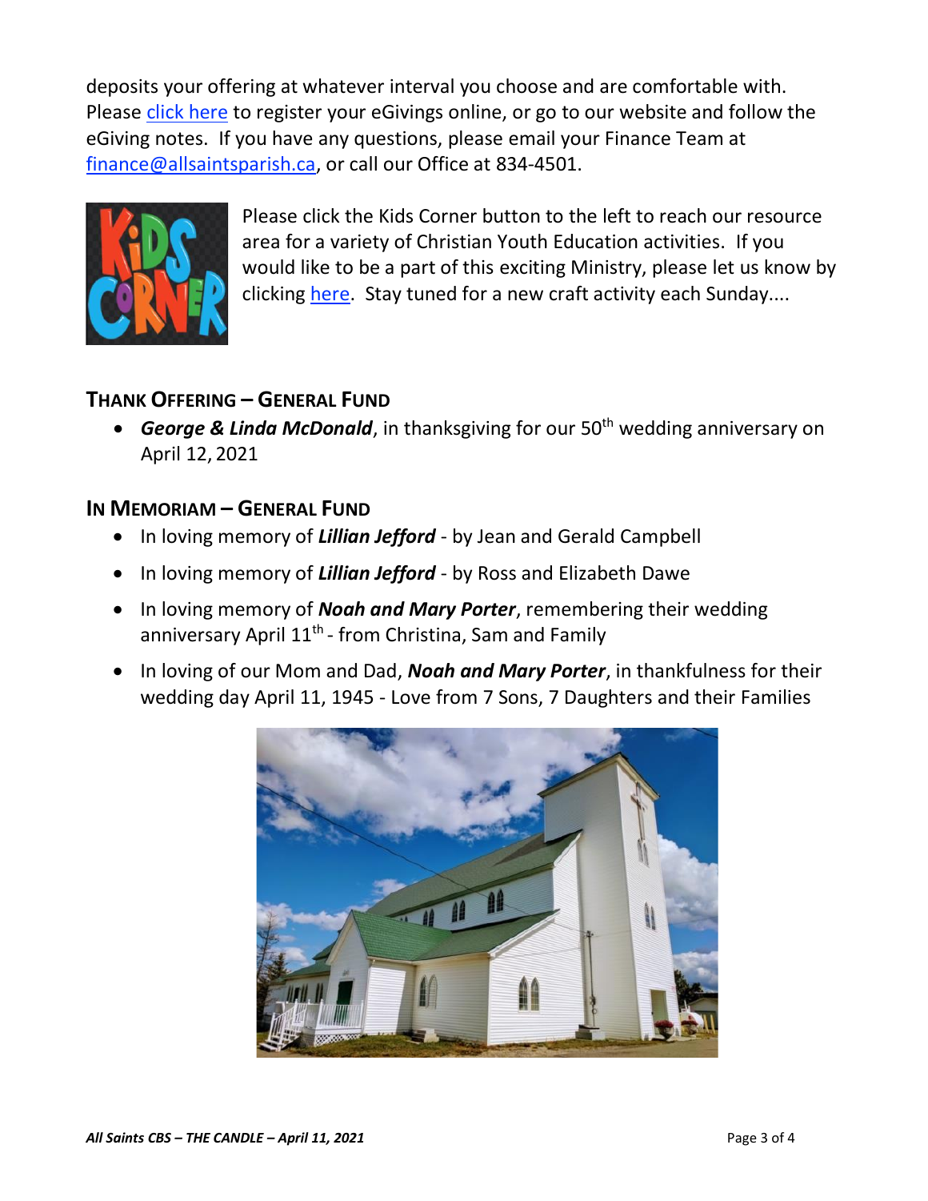deposits your offering at whatever interval you choose and are comfortable with. Please click here to register your eGivings online, or go to our website and follow the eGiving notes. If you have any questions, please email your Finance Team at finance@allsaintsparish.ca, or call our Office at 834-4501.

Please click the Kids Corner button to the left to reach our resource area for a variety of Christian Youth Education activities. If you would like to be a part of this exciting Ministry, please let us know by clicking here. Stay tuned for a new craft activity each Sunday....

## THANK OFFERING – GENERAL FUND

- ***George & Linda McDonald***, in thanksgiving for our 50th wedding anniversary on April 12, 2021

## IN MEMORIAM – GENERAL FUND

- In loving memory of ***Lillian Jefford*** - by Jean and Gerald Campbell
- In loving memory of ***Lillian Jefford*** - by Ross and Elizabeth Dawe
- In loving memory of ***Noah and Mary Porter***, remembering their wedding anniversary April 11th - from Christina, Sam and Family
- In loving of our Mom and Dad, ***Noah and Mary Porter***, in thankfulness for their wedding day April 11, 1945 - Love from 7 Sons, 7 Daughters and their Families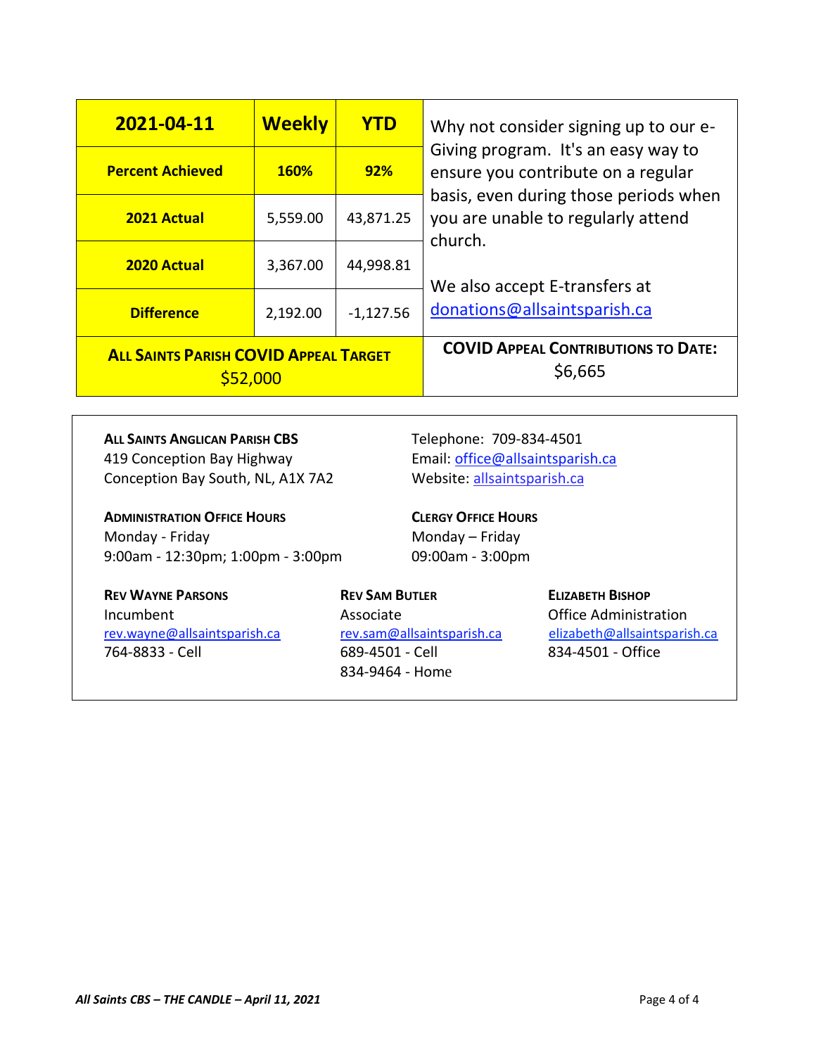| 2021-04-11 | Weekly | YTD |
|---|---|---|
| **Percent Achieved** | **160%** | **92%** |
| **2021 Actual** | 5,559.00 | 43,871.25 |
| **2020 Actual** | 3,367.00 | 44,998.81 |
| **Difference** | 2,192.00 | -1,127.56 |

Why not consider signing up to our e-Giving program. It's an easy way to ensure you contribute on a regular basis, even during those periods when you are unable to regularly attend church.

We also accept E-transfers at donations@allsaintsparish.ca

**ALL SAINTS PARISH COVID APPEAL TARGET**
$52,000

**COVID APPEAL CONTRIBUTIONS TO DATE:**
$6,665

**ALL SAINTS ANGLICAN PARISH CBS**
419 Conception Bay Highway
Conception Bay South, NL, A1X 7A2

Telephone: 709-834-4501
Email: office@allsaintsparish.ca
Website: allsaintsparish.ca

**ADMINISTRATION OFFICE HOURS**
Monday - Friday
9:00am - 12:30pm; 1:00pm - 3:00pm

**CLERGY OFFICE HOURS**
Monday – Friday
09:00am - 3:00pm

**REV WAYNE PARSONS**
Incumbent
rev.wayne@allsaintsparish.ca
764-8833 - Cell

**REV SAM BUTLER**
Associate
rev.sam@allsaintsparish.ca
689-4501 - Cell
834-9464 - Home

**ELIZABETH BISHOP**
Office Administration
elizabeth@allsaintsparish.ca
834-4501 - Office